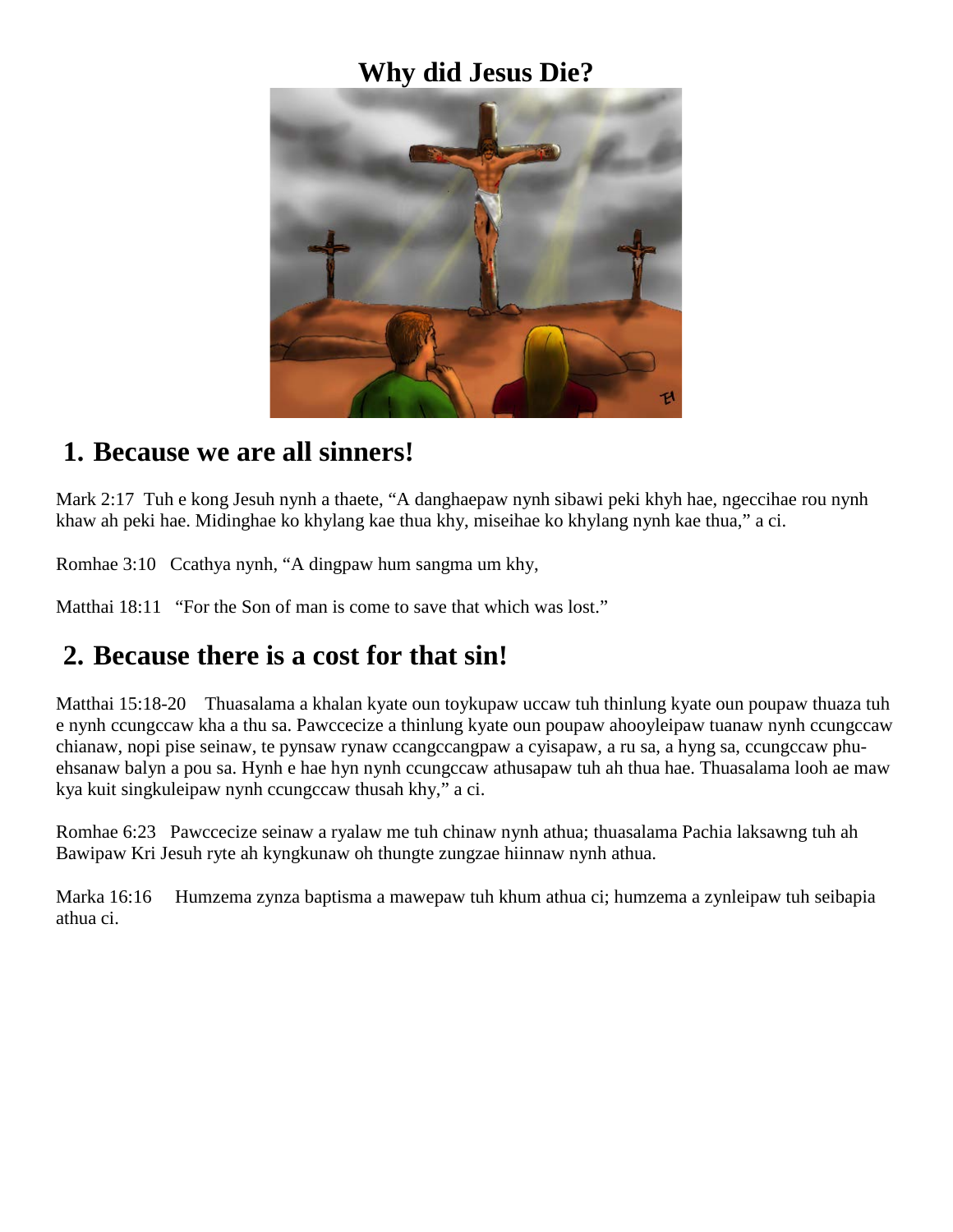# Why did Jesus Die?

## 1. Because we are all sinners!

Mark 2:17 Tuh e kong Jesuh nynh a thaete, "A danghaepaw nynh sibawi peki khyh hae, ngeccihae rou nynh khaw ah peki hae. Midinghae ko khylang kae thua khy, miseihae ko khylang nynh kae thua," a ci.

Romhae 3:10 Ccathya nynh, "A dingpaw hum sangma um khy,

Matthai 18:11 "For the Son of man is come to save that which was lost."

## 2. Because there is a cost for that sin!

Matthai 15:18-20 Thuasalama a khalan kyate oun toykupaw uccaw tuh thinlung kyate oun poupaw thuaza tuh e nynh ccungccaw kha a thu sa. Pawccecize a thinlung kyate oun poupaw ahooyleipaw tuanaw nynh ccungccaw chianaw, nopi pise seinaw, te pynsaw rynaw ccangccangpaw a cyisapaw, a ru sa, a hyng sa, ccungccaw phu-ehsanaw balyn a pou sa. Hynh e hae hyn nynh ccungccaw athusapaw tuh ah thua hae. Thuasalama looh ae maw kya kuit singkuleipaw nynh ccungccaw thusah khy," a ci.

Romhae 6:23 Pawccecize seinaw a ryalaw me tuh chinaw nynh athua; thuasalama Pachia laksawng tuh ah Bawipaw Kri Jesuh ryte ah kyngkunaw oh thungte zungzae hiinnaw nynh athua.

Marka 16:16 Humzema zynza baptisma a mawepaw tuh khum athua ci; humzema a zynleipaw tuh seibapia athua ci.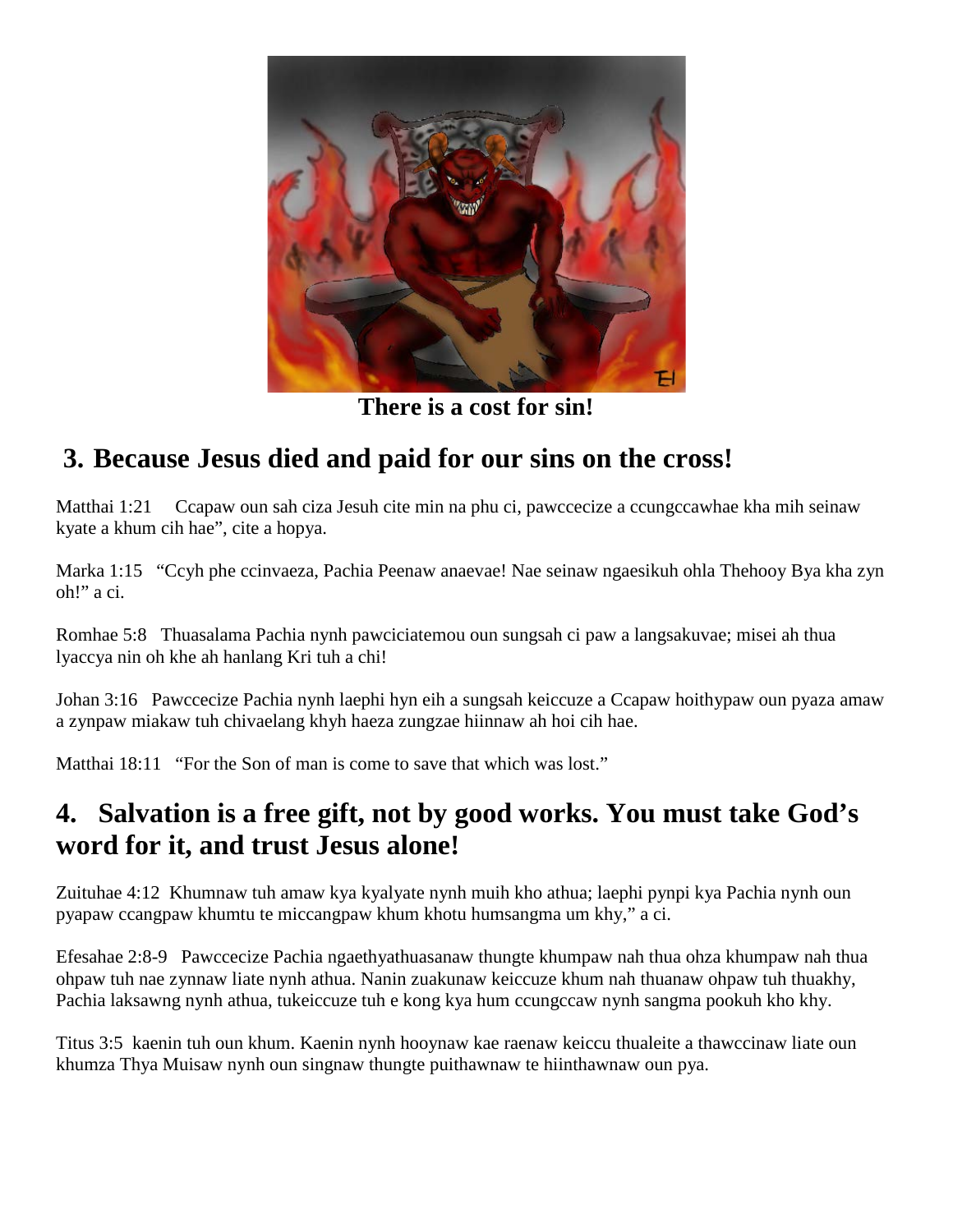**There is a cost for sin!**

## 3. Because Jesus died and paid for our sins on the cross!

Matthai 1:21 Ccapaw oun sah ciza Jesuh cite min na phu ci, pawccecize a ccungccawhae kha mih seinaw kyate a khum cih hae", cite a hopya.

Marka 1:15 "Ccyh phe ccinvaeza, Pachia Peenaw anaevae! Nae seinaw ngaesikuh ohla Thehooy Bya kha zyn oh!" a ci.

Romhae 5:8 Thuasalama Pachia nynh pawciciatemou oun sungsah ci paw a langsakuvae; misei ah thua lyaccya nin oh khe ah hanlang Kri tuh a chi!

Johan 3:16 Pawccecize Pachia nynh laephi hyn eih a sungsah keiccuze a Ccapaw hoithypaw oun pyaza amaw a zynpaw miakaw tuh chivaelang khyh haeza zungzae hiinnaw ah hoi cih hae.

Matthai 18:11 "For the Son of man is come to save that which was lost."

## 4. Salvation is a free gift, not by good works. You must take God's word for it, and trust Jesus alone!

Zuituhae 4:12 Khumnaw tuh amaw kya kyalyate nynh muih kho athua; laephi pynpi kya Pachia nynh oun pyapaw ccangpaw khumtu te miccangpaw khum khotu humsangma um khy," a ci.

Efesahae 2:8-9 Pawccecize Pachia ngaethyathuasanaw thungte khumpaw nah thua ohza khumpaw nah thua ohpaw tuh nae zynnaw liate nynh athua. Nanin zuakunaw keiccuze khum nah thuanaw ohpaw tuh thuakhy, Pachia laksawng nynh athua, tukeiccuze tuh e kong kya hum ccungccaw nynh sangma pookuh kho khy.

Titus 3:5 kaenin tuh oun khum. Kaenin nynh hooynaw kae raenaw keiccu thualeite a thawccinaw liate oun khumza Thya Muisaw nynh oun singnaw thungte puithawnaw te hiinthawnaw oun pya.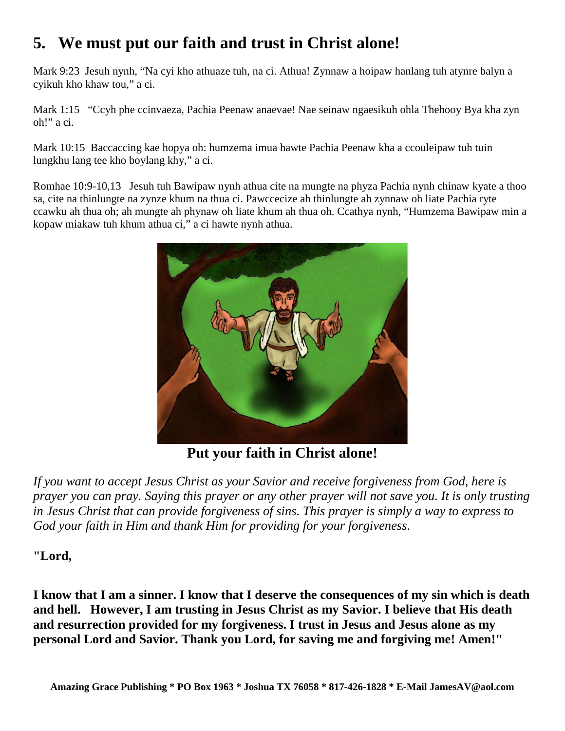## 5. We must put our faith and trust in Christ alone!

Mark 9:23 Jesuh nynh, "Na cyi kho athuaze tuh, na ci. Athua! Zynnaw a hoipaw hanlang tuh atynre balyn a cyikuh kho khaw tou," a ci.

Mark 1:15 "Ccyh phe ccinvaeza, Pachia Peenaw anaevae! Nae seinaw ngaesikuh ohla Thehooy Bya kha zyn oh!" a ci.

Mark 10:15 Baccaccing kae hopya oh: humzema imua hawte Pachia Peenaw kha a ccouleipaw tuh tuin lungkhu lang tee kho boylang khy," a ci.

Romhae 10:9-10,13 Jesuh tuh Bawipaw nynh athua cite na mungte na phyza Pachia nynh chinaw kyate a thoo sa, cite na thinlungte na zynze khum na thua ci. Pawccecize ah thinlungte ah zynnaw oh liate Pachia ryte ccawku ah thua oh; ah mungte ah phynaw oh liate khum ah thua oh. Ccathya nynh, "Humzema Bawipaw min a kopaw miakaw tuh khum athua ci," a ci hawte nynh athua.

**Put your faith in Christ alone!**

*If you want to accept Jesus Christ as your Savior and receive forgiveness from God, here is prayer you can pray. Saying this prayer or any other prayer will not save you. It is only trusting in Jesus Christ that can provide forgiveness of sins. This prayer is simply a way to express to God your faith in Him and thank Him for providing for your forgiveness.*

**"Lord,**

**I know that I am a sinner. I know that I deserve the consequences of my sin which is death and hell. However, I am trusting in Jesus Christ as my Savior. I believe that His death and resurrection provided for my forgiveness. I trust in Jesus and Jesus alone as my personal Lord and Savior. Thank you Lord, for saving me and forgiving me! Amen!"**

**Amazing Grace Publishing * PO Box 1963 * Joshua TX 76058 * 817-426-1828 * E-Mail JamesAV@aol.com**